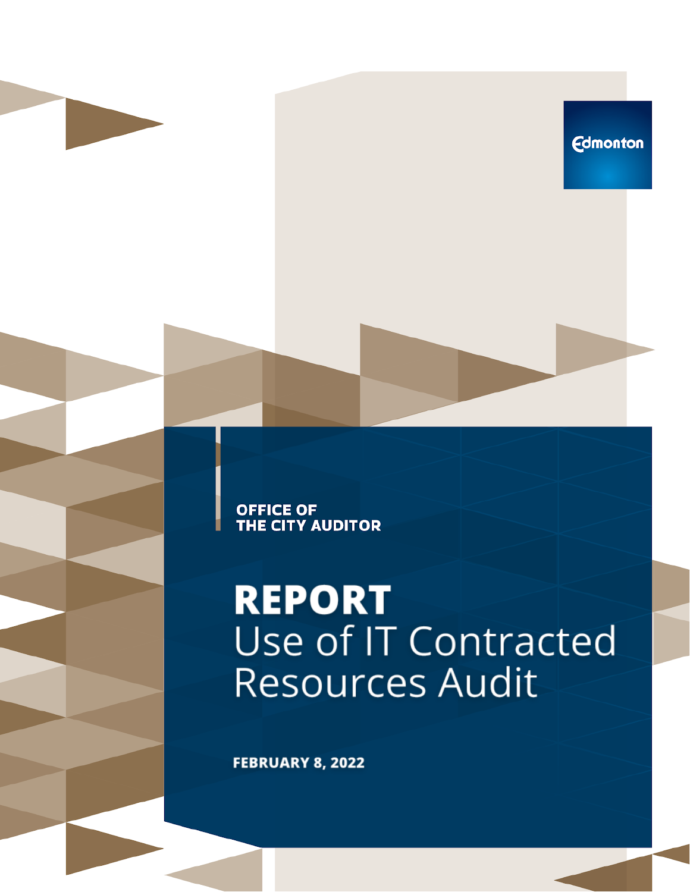Edmonton

OFFICE OF THE CITY AUDITOR

# REPORT
# Use of IT Contracted Resources Audit

**FEBRUARY 8, 2022**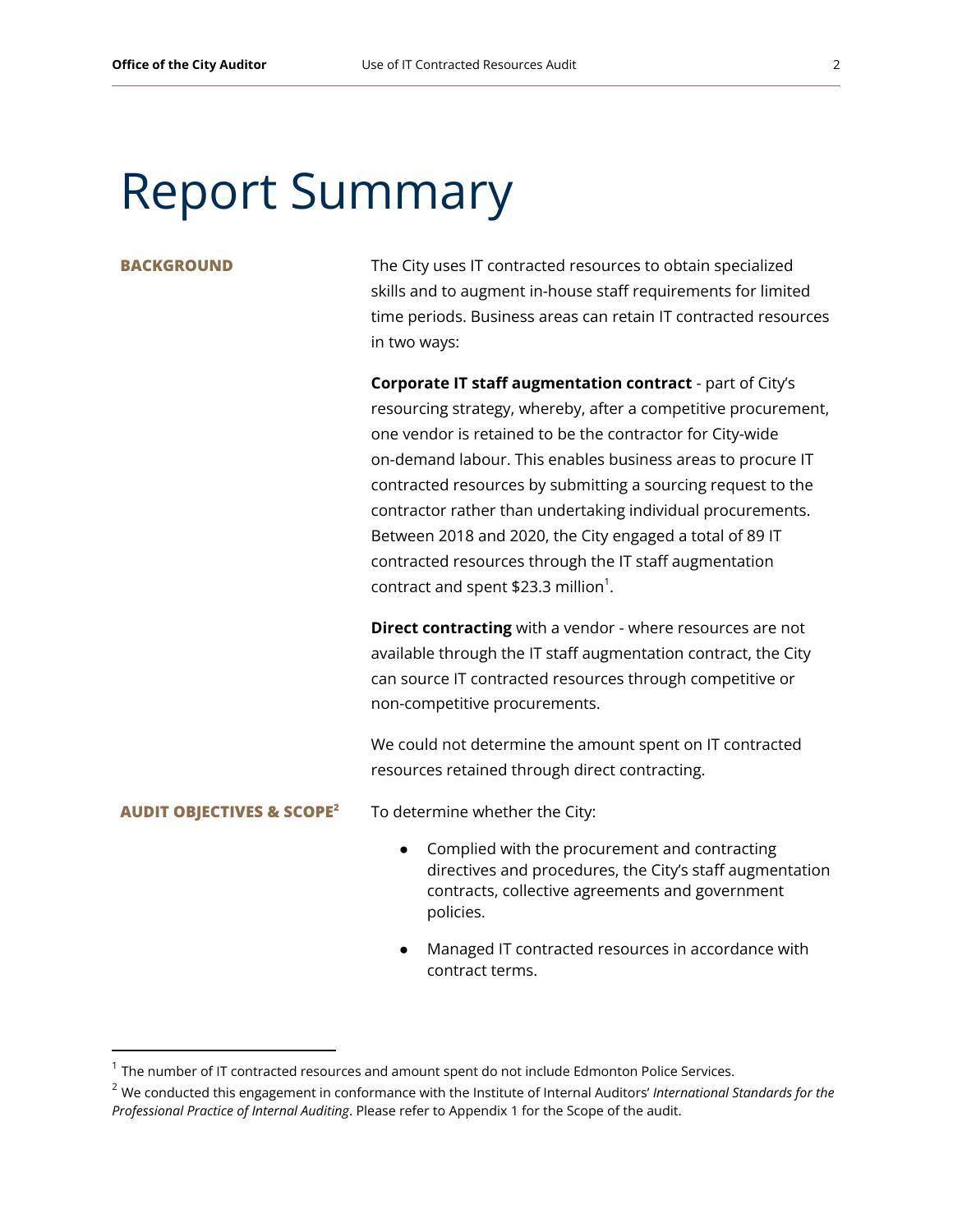# Report Summary

**BACKGROUND**

The City uses IT contracted resources to obtain specialized skills and to augment in-house staff requirements for limited time periods. Business areas can retain IT contracted resources in two ways:

**Corporate IT staff augmentation contract** - part of City's resourcing strategy, whereby, after a competitive procurement, one vendor is retained to be the contractor for City-wide on-demand labour. This enables business areas to procure IT contracted resources by submitting a sourcing request to the contractor rather than undertaking individual procurements. Between 2018 and 2020, the City engaged a total of 89 IT contracted resources through the IT staff augmentation contract and spent $23.3 million[1].

**Direct contracting** with a vendor - where resources are not available through the IT staff augmentation contract, the City can source IT contracted resources through competitive or non-competitive procurements.

We could not determine the amount spent on IT contracted resources retained through direct contracting.

**AUDIT OBJECTIVES & SCOPE[2]**

To determine whether the City:

- Complied with the procurement and contracting directives and procedures, the City's staff augmentation contracts, collective agreements and government policies.
- Managed IT contracted resources in accordance with contract terms.

---

[1] The number of IT contracted resources and amount spent do not include Edmonton Police Services.

[2] We conducted this engagement in conformance with the Institute of Internal Auditors' *International Standards for the Professional Practice of Internal Auditing*. Please refer to Appendix 1 for the Scope of the audit.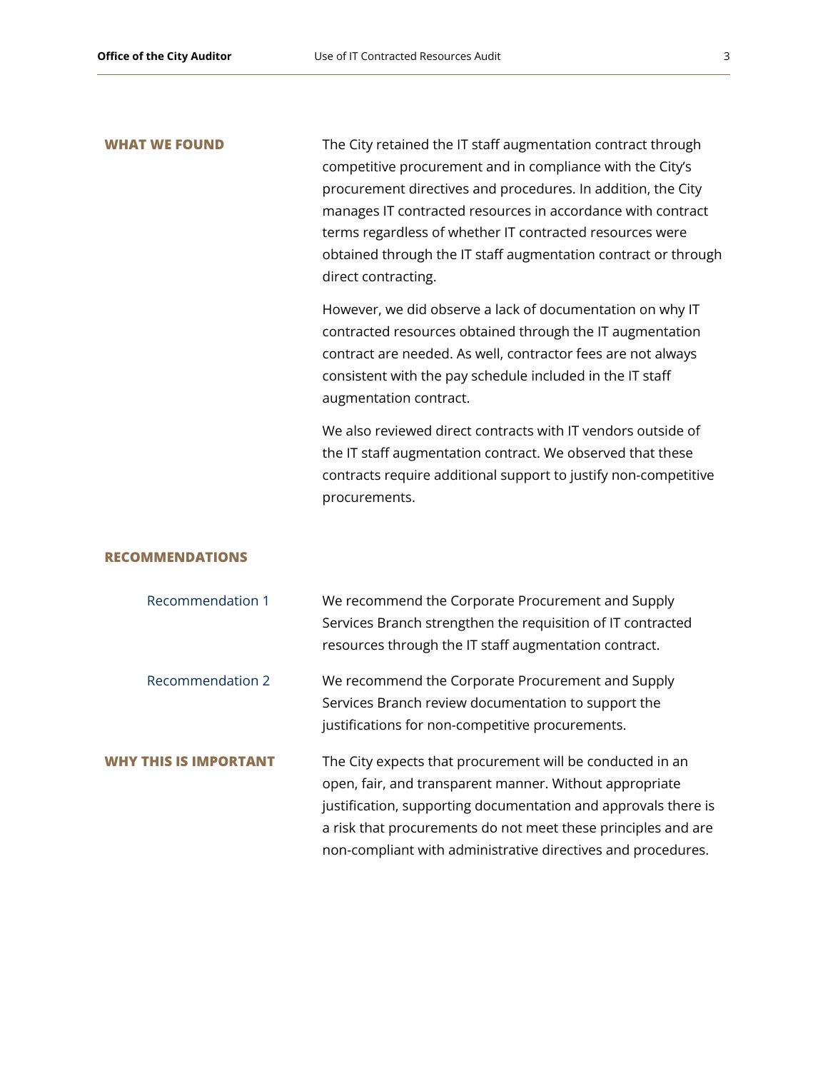## WHAT WE FOUND

The City retained the IT staff augmentation contract through competitive procurement and in compliance with the City's procurement directives and procedures. In addition, the City manages IT contracted resources in accordance with contract terms regardless of whether IT contracted resources were obtained through the IT staff augmentation contract or through direct contracting.

However, we did observe a lack of documentation on why IT contracted resources obtained through the IT augmentation contract are needed. As well, contractor fees are not always consistent with the pay schedule included in the IT staff augmentation contract.

We also reviewed direct contracts with IT vendors outside of the IT staff augmentation contract. We observed that these contracts require additional support to justify non-competitive procurements.

## RECOMMENDATIONS

**Recommendation 1**

We recommend the Corporate Procurement and Supply Services Branch strengthen the requisition of IT contracted resources through the IT staff augmentation contract.

**Recommendation 2**

We recommend the Corporate Procurement and Supply Services Branch review documentation to support the justifications for non-competitive procurements.

## WHY THIS IS IMPORTANT

The City expects that procurement will be conducted in an open, fair, and transparent manner. Without appropriate justification, supporting documentation and approvals there is a risk that procurements do not meet these principles and are non-compliant with administrative directives and procedures.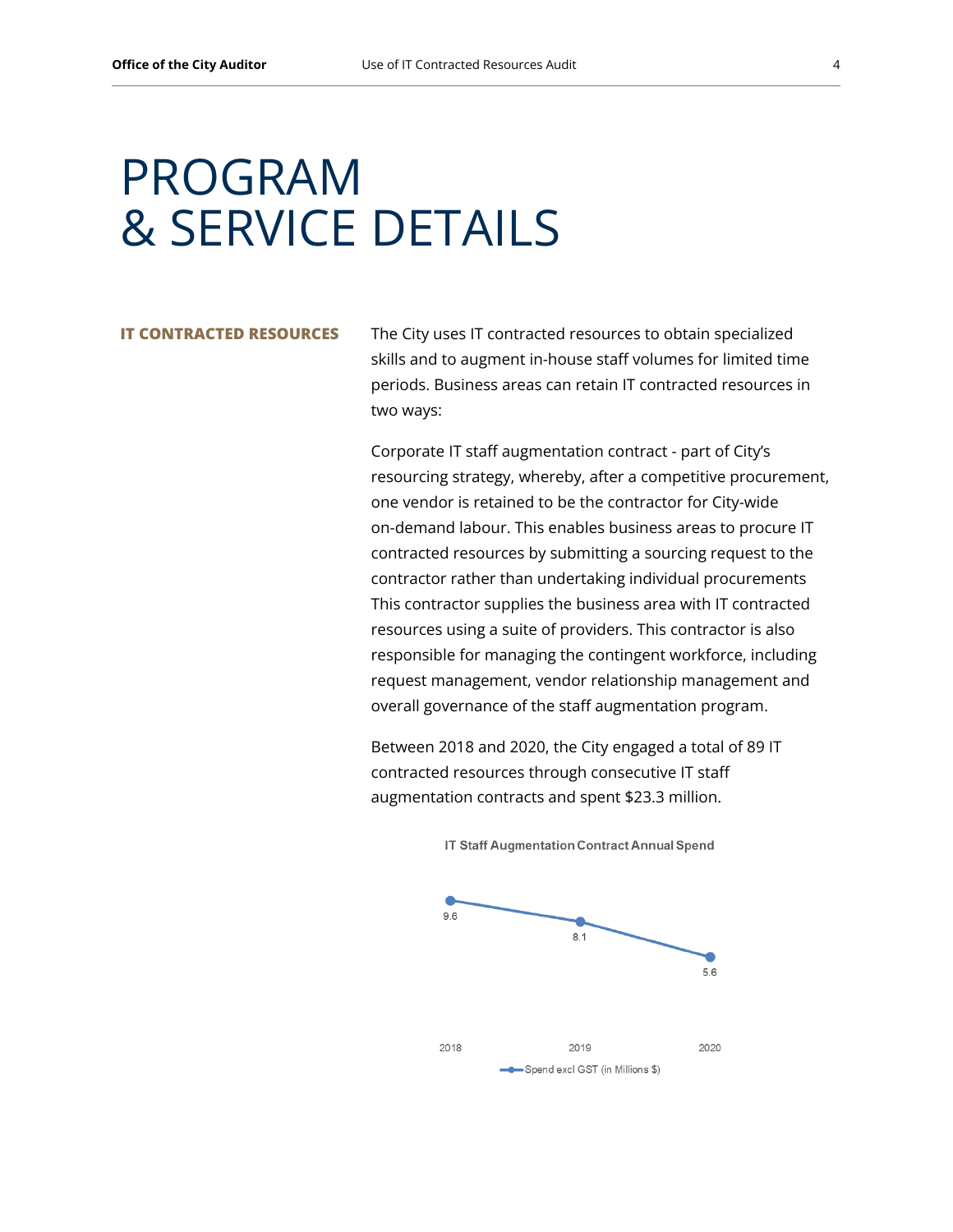# PROGRAM & SERVICE DETAILS

## IT CONTRACTED RESOURCES

The City uses IT contracted resources to obtain specialized skills and to augment in-house staff volumes for limited time periods. Business areas can retain IT contracted resources in two ways:

Corporate IT staff augmentation contract - part of City's resourcing strategy, whereby, after a competitive procurement, one vendor is retained to be the contractor for City-wide on-demand labour. This enables business areas to procure IT contracted resources by submitting a sourcing request to the contractor rather than undertaking individual procurements This contractor supplies the business area with IT contracted resources using a suite of providers. This contractor is also responsible for managing the contingent workforce, including request management, vendor relationship management and overall governance of the staff augmentation program.

Between 2018 and 2020, the City engaged a total of 89 IT contracted resources through consecutive IT staff augmentation contracts and spent $23.3 million.

**IT Staff Augmentation Contract Annual Spend**

| Year | Spend excl GST (in Millions $) |
| --- | --- |
| 2018 | 9.6 |
| 2019 | 8.1 |
| 2020 | 5.6 |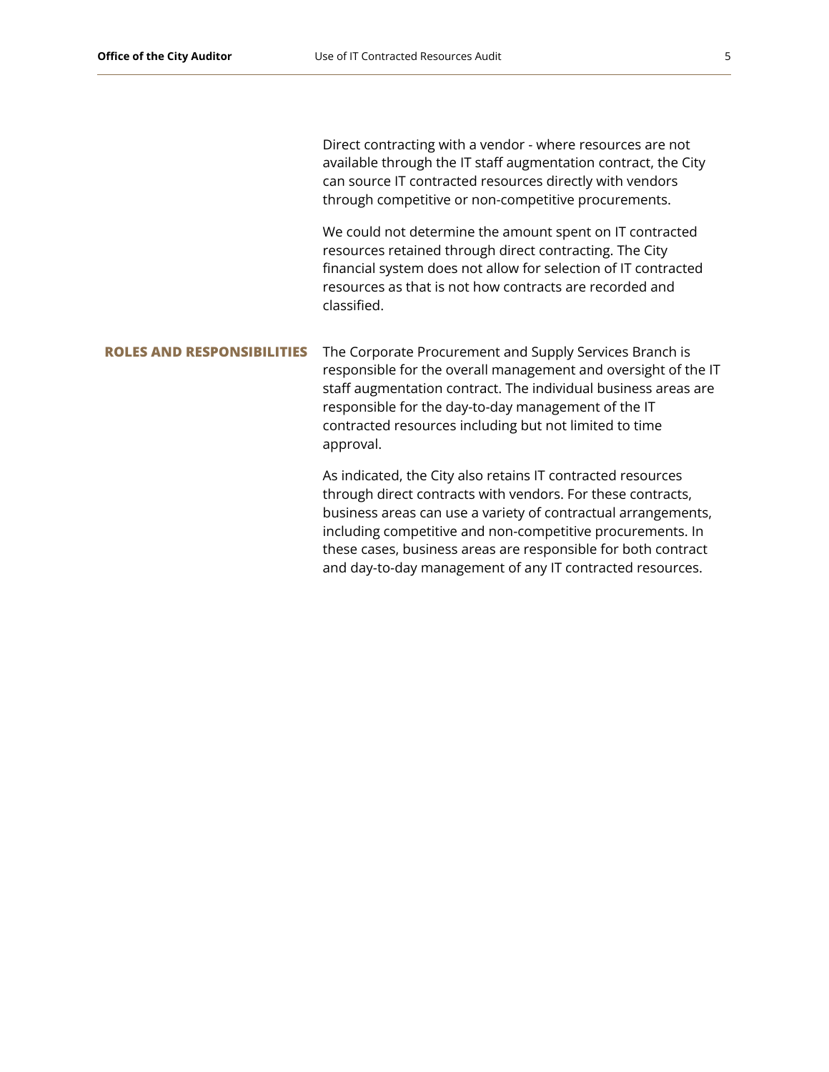Direct contracting with a vendor - where resources are not available through the IT staff augmentation contract, the City can source IT contracted resources directly with vendors through competitive or non-competitive procurements.

We could not determine the amount spent on IT contracted resources retained through direct contracting. The City financial system does not allow for selection of IT contracted resources as that is not how contracts are recorded and classified.

## ROLES AND RESPONSIBILITIES

The Corporate Procurement and Supply Services Branch is responsible for the overall management and oversight of the IT staff augmentation contract. The individual business areas are responsible for the day-to-day management of the IT contracted resources including but not limited to time approval.

As indicated, the City also retains IT contracted resources through direct contracts with vendors. For these contracts, business areas can use a variety of contractual arrangements, including competitive and non-competitive procurements. In these cases, business areas are responsible for both contract and day-to-day management of any IT contracted resources.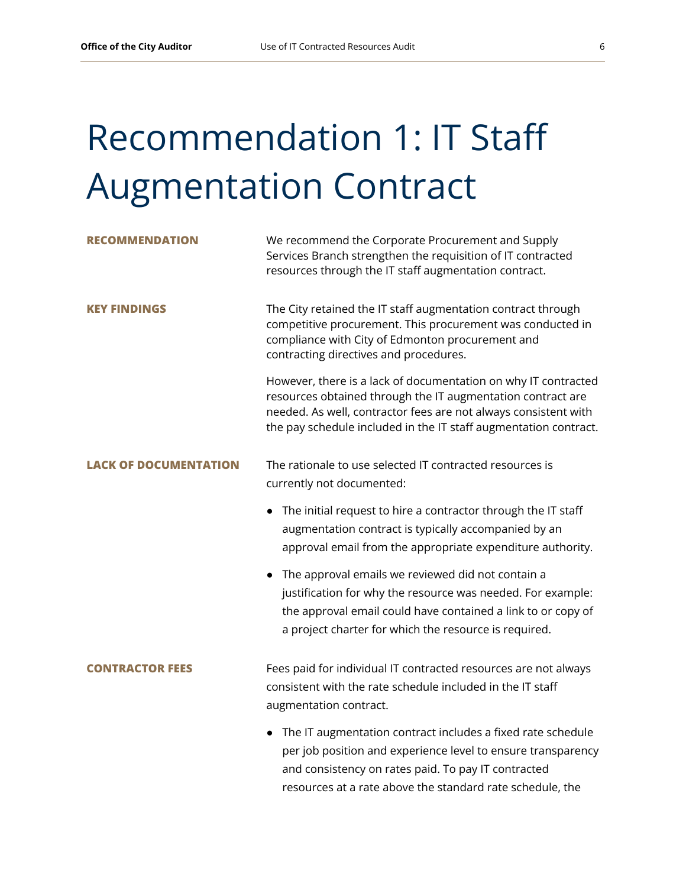# Recommendation 1: IT Staff Augmentation Contract

**RECOMMENDATION**

We recommend the Corporate Procurement and Supply Services Branch strengthen the requisition of IT contracted resources through the IT staff augmentation contract.

**KEY FINDINGS**

The City retained the IT staff augmentation contract through competitive procurement. This procurement was conducted in compliance with City of Edmonton procurement and contracting directives and procedures.

However, there is a lack of documentation on why IT contracted resources obtained through the IT augmentation contract are needed. As well, contractor fees are not always consistent with the pay schedule included in the IT staff augmentation contract.

**LACK OF DOCUMENTATION**

The rationale to use selected IT contracted resources is currently not documented:

- The initial request to hire a contractor through the IT staff augmentation contract is typically accompanied by an approval email from the appropriate expenditure authority.
- The approval emails we reviewed did not contain a justification for why the resource was needed. For example: the approval email could have contained a link to or copy of a project charter for which the resource is required.

**CONTRACTOR FEES**

Fees paid for individual IT contracted resources are not always consistent with the rate schedule included in the IT staff augmentation contract.

- The IT augmentation contract includes a fixed rate schedule per job position and experience level to ensure transparency and consistency on rates paid. To pay IT contracted resources at a rate above the standard rate schedule, the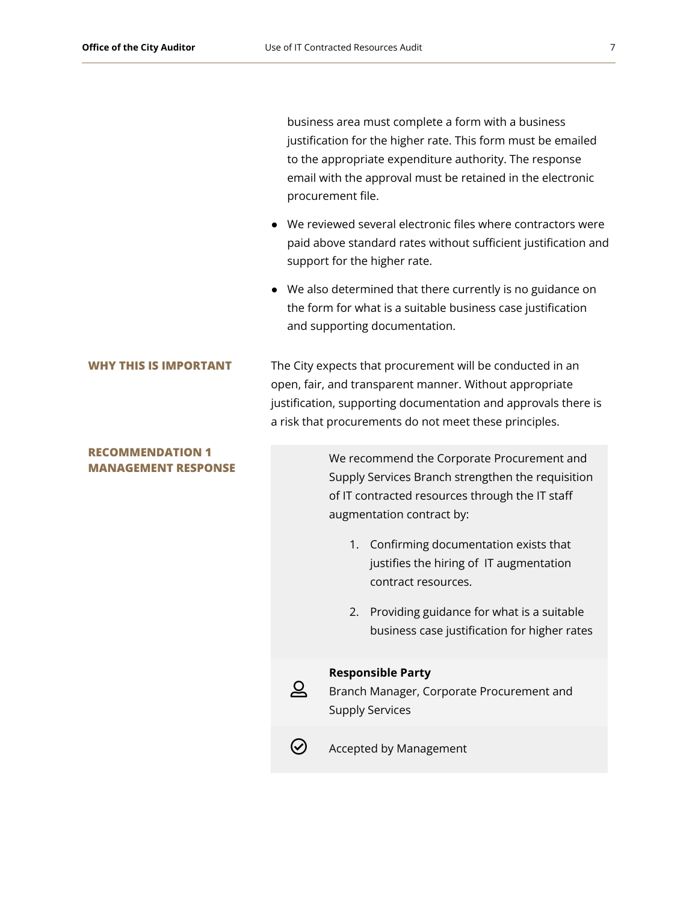business area must complete a form with a business justification for the higher rate. This form must be emailed to the appropriate expenditure authority. The response email with the approval must be retained in the electronic procurement file.

- We reviewed several electronic files where contractors were paid above standard rates without sufficient justification and support for the higher rate.
- We also determined that there currently is no guidance on the form for what is a suitable business case justification and supporting documentation.

**WHY THIS IS IMPORTANT**

The City expects that procurement will be conducted in an open, fair, and transparent manner. Without appropriate justification, supporting documentation and approvals there is a risk that procurements do not meet these principles.

**RECOMMENDATION 1 MANAGEMENT RESPONSE**

We recommend the Corporate Procurement and Supply Services Branch strengthen the requisition of IT contracted resources through the IT staff augmentation contract by:

1. Confirming documentation exists that justifies the hiring of IT augmentation contract resources.
2. Providing guidance for what is a suitable business case justification for higher rates

**Responsible Party**
Branch Manager, Corporate Procurement and Supply Services

Accepted by Management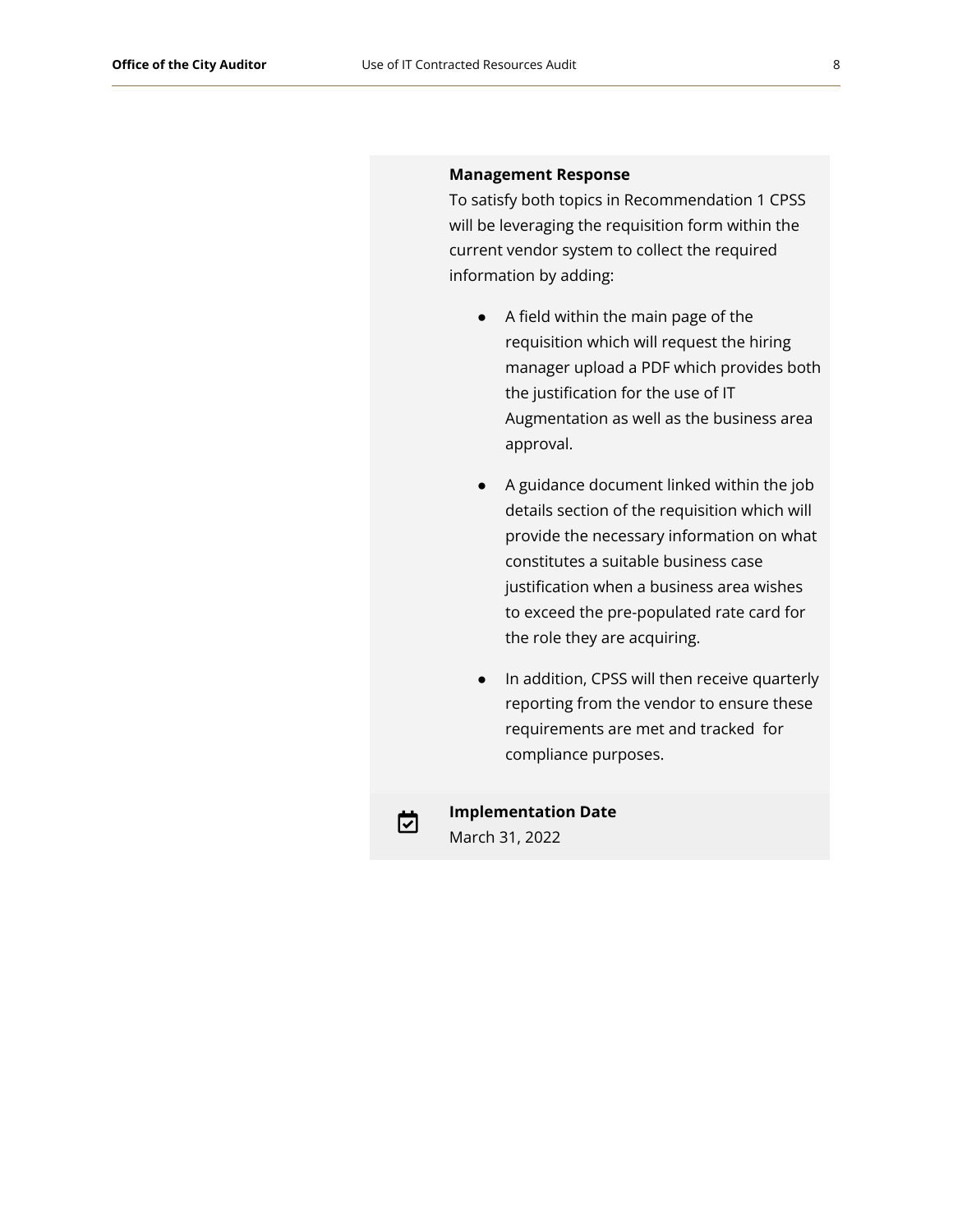**Management Response**

To satisfy both topics in Recommendation 1 CPSS will be leveraging the requisition form within the current vendor system to collect the required information by adding:

- A field within the main page of the requisition which will request the hiring manager upload a PDF which provides both the justification for the use of IT Augmentation as well as the business area approval.

- A guidance document linked within the job details section of the requisition which will provide the necessary information on what constitutes a suitable business case justification when a business area wishes to exceed the pre-populated rate card for the role they are acquiring.

- In addition, CPSS will then receive quarterly reporting from the vendor to ensure these requirements are met and tracked for compliance purposes.

**Implementation Date**

March 31, 2022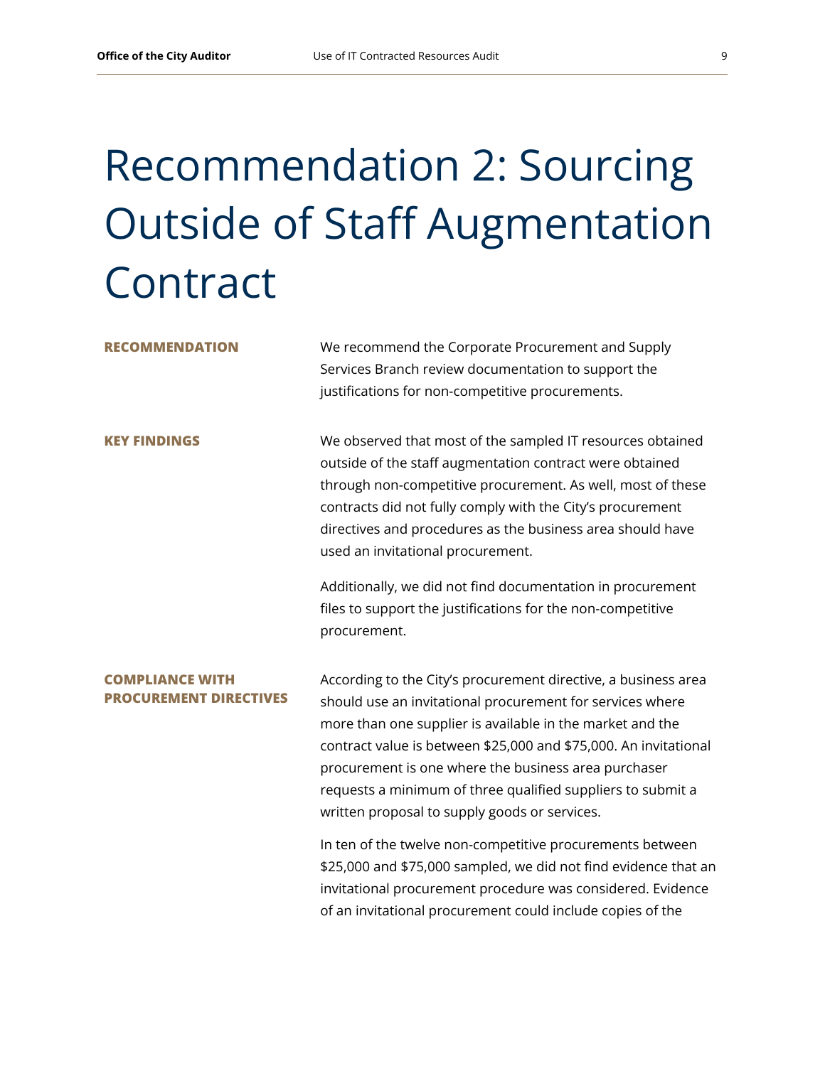# Recommendation 2: Sourcing Outside of Staff Augmentation Contract

**RECOMMENDATION**

We recommend the Corporate Procurement and Supply Services Branch review documentation to support the justifications for non-competitive procurements.

**KEY FINDINGS**

We observed that most of the sampled IT resources obtained outside of the staff augmentation contract were obtained through non-competitive procurement. As well, most of these contracts did not fully comply with the City's procurement directives and procedures as the business area should have used an invitational procurement.

Additionally, we did not find documentation in procurement files to support the justifications for the non-competitive procurement.

**COMPLIANCE WITH PROCUREMENT DIRECTIVES**

According to the City's procurement directive, a business area should use an invitational procurement for services where more than one supplier is available in the market and the contract value is between $25,000 and $75,000. An invitational procurement is one where the business area purchaser requests a minimum of three qualified suppliers to submit a written proposal to supply goods or services.

In ten of the twelve non-competitive procurements between $25,000 and $75,000 sampled, we did not find evidence that an invitational procurement procedure was considered. Evidence of an invitational procurement could include copies of the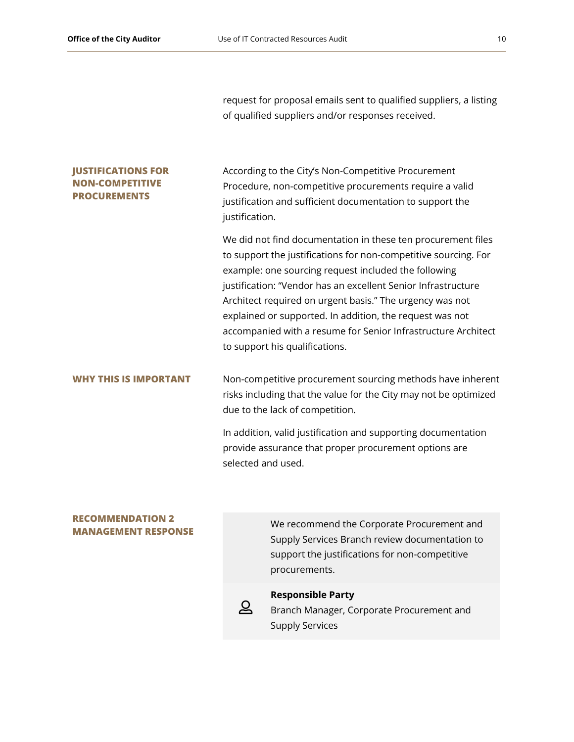request for proposal emails sent to qualified suppliers, a listing of qualified suppliers and/or responses received.

### JUSTIFICATIONS FOR NON-COMPETITIVE PROCUREMENTS

According to the City's Non-Competitive Procurement Procedure, non-competitive procurements require a valid justification and sufficient documentation to support the justification.

We did not find documentation in these ten procurement files to support the justifications for non-competitive sourcing. For example: one sourcing request included the following justification: "Vendor has an excellent Senior Infrastructure Architect required on urgent basis." The urgency was not explained or supported. In addition, the request was not accompanied with a resume for Senior Infrastructure Architect to support his qualifications.

### WHY THIS IS IMPORTANT

Non-competitive procurement sourcing methods have inherent risks including that the value for the City may not be optimized due to the lack of competition.

In addition, valid justification and supporting documentation provide assurance that proper procurement options are selected and used.

### RECOMMENDATION 2 MANAGEMENT RESPONSE

We recommend the Corporate Procurement and Supply Services Branch review documentation to support the justifications for non-competitive procurements.

**Responsible Party**
Branch Manager, Corporate Procurement and Supply Services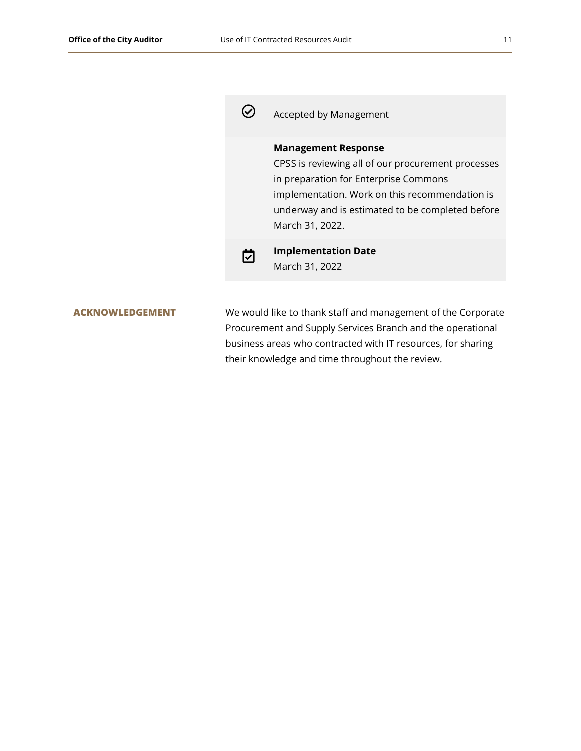Accepted by Management

**Management Response**
CPSS is reviewing all of our procurement processes in preparation for Enterprise Commons implementation. Work on this recommendation is underway and is estimated to be completed before March 31, 2022.

**Implementation Date**
March 31, 2022

## ACKNOWLEDGEMENT

We would like to thank staff and management of the Corporate Procurement and Supply Services Branch and the operational business areas who contracted with IT resources, for sharing their knowledge and time throughout the review.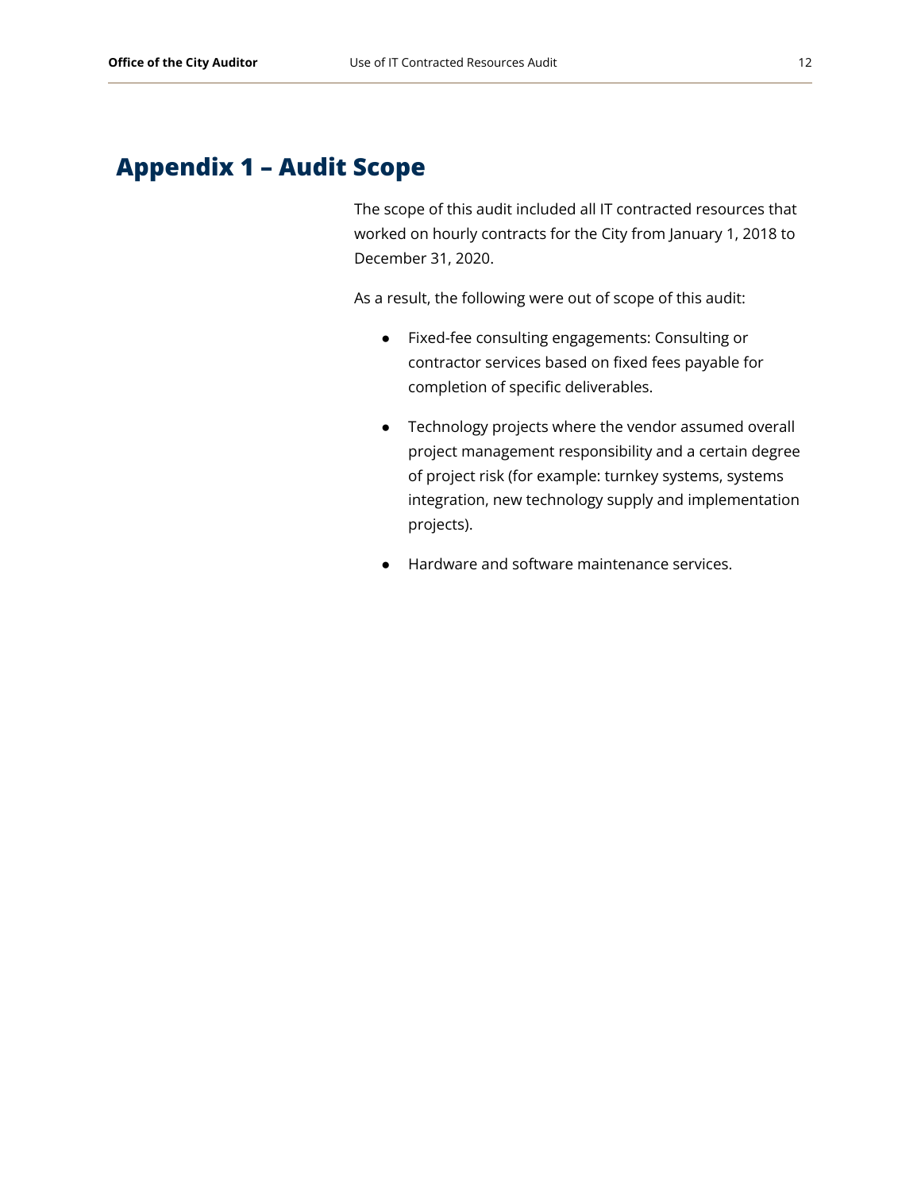# Appendix 1 – Audit Scope

The scope of this audit included all IT contracted resources that worked on hourly contracts for the City from January 1, 2018 to December 31, 2020.

As a result, the following were out of scope of this audit:

- Fixed-fee consulting engagements: Consulting or contractor services based on fixed fees payable for completion of specific deliverables.
- Technology projects where the vendor assumed overall project management responsibility and a certain degree of project risk (for example: turnkey systems, systems integration, new technology supply and implementation projects).
- Hardware and software maintenance services.